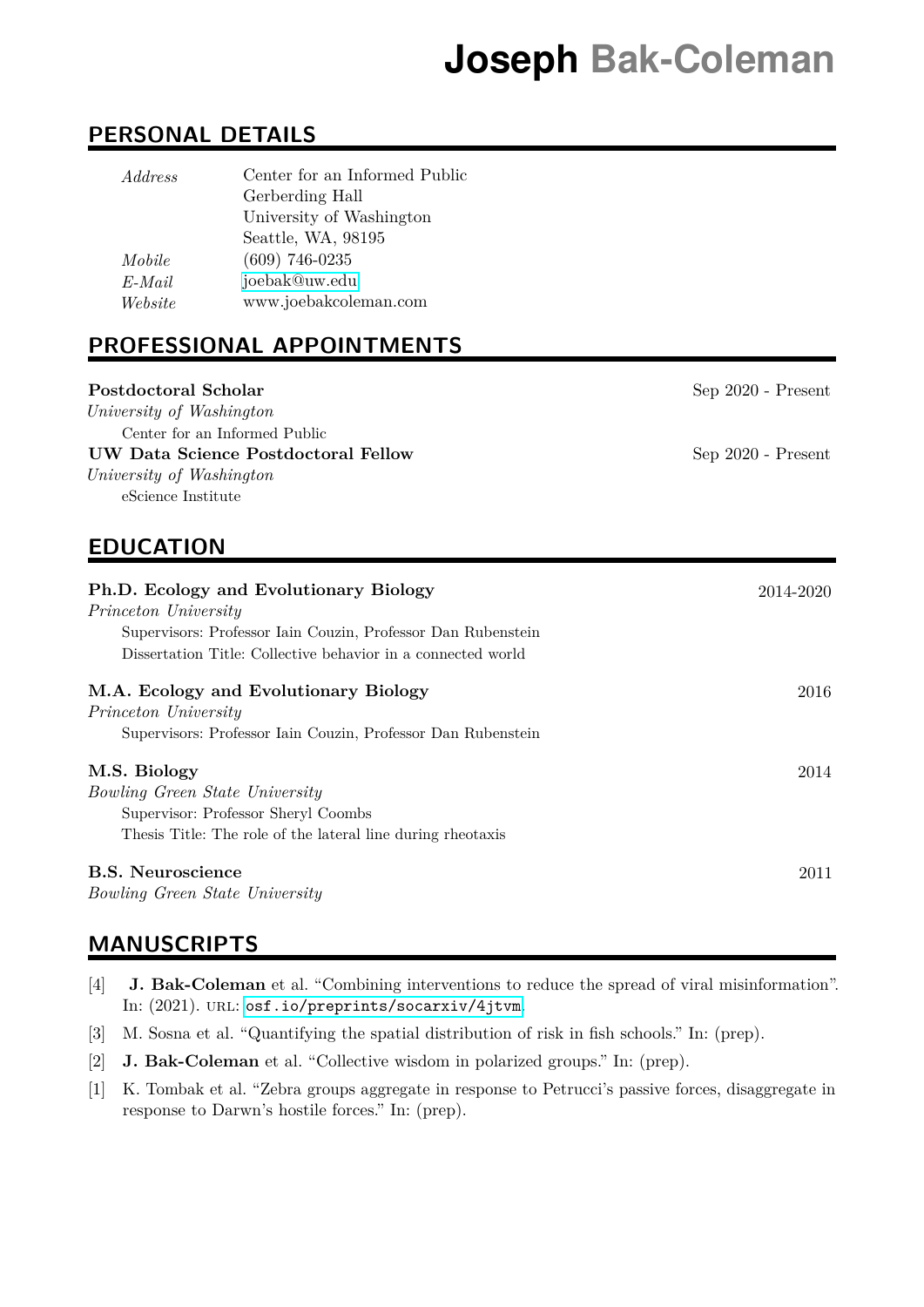# Joseph Bak-Coleman

## PERSONAL DETAILS

| | |
|---|---|
| *Address* | Center for an Informed Public |
| | Gerberding Hall |
| | University of Washington |
| | Seattle, WA, 98195 |
| *Mobile* | (609) 746-0235 |
| *E-Mail* | joebak@uw.edu |
| *Website* | www.joebakcoleman.com |

## PROFESSIONAL APPOINTMENTS

**Postdoctoral Scholar** — Sep 2020 - Present
*University of Washington*
Center for an Informed Public

**UW Data Science Postdoctoral Fellow** — Sep 2020 - Present
*University of Washington*
eScience Institute

## EDUCATION

**Ph.D. Ecology and Evolutionary Biology** — 2014-2020
*Princeton University*
Supervisors: Professor Iain Couzin, Professor Dan Rubenstein
Dissertation Title: Collective behavior in a connected world

**M.A. Ecology and Evolutionary Biology** — 2016
*Princeton University*
Supervisors: Professor Iain Couzin, Professor Dan Rubenstein

**M.S. Biology** — 2014
*Bowling Green State University*
Supervisor: Professor Sheryl Coombs
Thesis Title: The role of the lateral line during rheotaxis

**B.S. Neuroscience** — 2011
*Bowling Green State University*

## MANUSCRIPTS

[4] **J. Bak-Coleman** et al. "Combining interventions to reduce the spread of viral misinformation". In: (2021). URL: osf.io/preprints/socarxiv/4jtvm.

[3] M. Sosna et al. "Quantifying the spatial distribution of risk in fish schools." In: (prep).

[2] **J. Bak-Coleman** et al. "Collective wisdom in polarized groups." In: (prep).

[1] K. Tombak et al. "Zebra groups aggregate in response to Petrucci's passive forces, disaggregate in response to Darwn's hostile forces." In: (prep).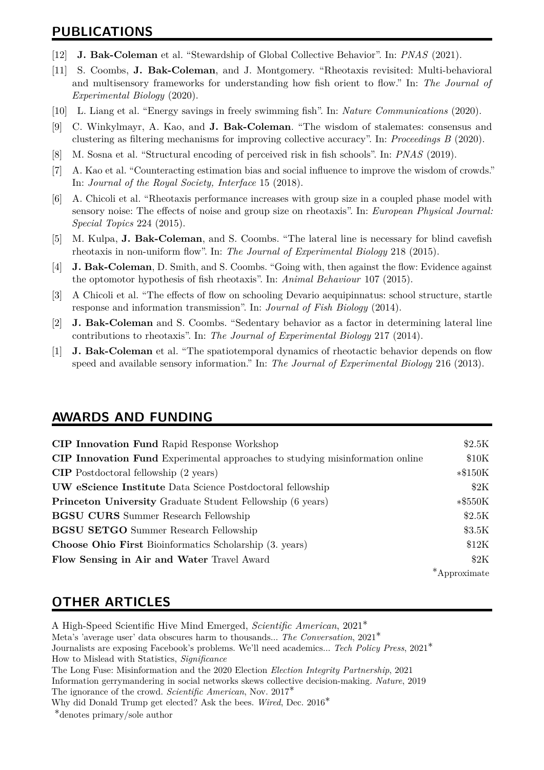## PUBLICATIONS

[12] **J. Bak-Coleman** et al. "Stewardship of Global Collective Behavior". In: *PNAS* (2021).

[11] S. Coombs, **J. Bak-Coleman**, and J. Montgomery. "Rheotaxis revisited: Multi-behavioral and multisensory frameworks for understanding how fish orient to flow." In: *The Journal of Experimental Biology* (2020).

[10] L. Liang et al. "Energy savings in freely swimming fish". In: *Nature Communications* (2020).

[9] C. Winkylmayr, A. Kao, and **J. Bak-Coleman**. "The wisdom of stalemates: consensus and clustering as filtering mechanisms for improving collective accuracy". In: *Proceedings B* (2020).

[8] M. Sosna et al. "Structural encoding of perceived risk in fish schools". In: *PNAS* (2019).

[7] A. Kao et al. "Counteracting estimation bias and social influence to improve the wisdom of crowds." In: *Journal of the Royal Society, Interface* 15 (2018).

[6] A. Chicoli et al. "Rheotaxis performance increases with group size in a coupled phase model with sensory noise: The effects of noise and group size on rheotaxis". In: *European Physical Journal: Special Topics* 224 (2015).

[5] M. Kulpa, **J. Bak-Coleman**, and S. Coombs. "The lateral line is necessary for blind cavefish rheotaxis in non-uniform flow". In: *The Journal of Experimental Biology* 218 (2015).

[4] **J. Bak-Coleman**, D. Smith, and S. Coombs. "Going with, then against the flow: Evidence against the optomotor hypothesis of fish rheotaxis". In: *Animal Behaviour* 107 (2015).

[3] A Chicoli et al. "The effects of flow on schooling Devario aequipinnatus: school structure, startle response and information transmission". In: *Journal of Fish Biology* (2014).

[2] **J. Bak-Coleman** and S. Coombs. "Sedentary behavior as a factor in determining lateral line contributions to rheotaxis". In: *The Journal of Experimental Biology* 217 (2014).

[1] **J. Bak-Coleman** et al. "The spatiotemporal dynamics of rheotactic behavior depends on flow speed and available sensory information." In: *The Journal of Experimental Biology* 216 (2013).

## AWARDS AND FUNDING

| | |
|---|---|
| **CIP Innovation Fund** Rapid Response Workshop | $2.5K |
| **CIP Innovation Fund** Experimental approaches to studying misinformation online | $10K |
| **CIP** Postdoctoral fellowship (2 years) | *$150K |
| **UW eScience Institute** Data Science Postdoctoral fellowship | $2K |
| **Princeton University** Graduate Student Fellowship (6 years) | *$550K |
| **BGSU CURS** Summer Research Fellowship | $2.5K |
| **BGSU SETGO** Summer Research Fellowship | $3.5K |
| **Choose Ohio First** Bioinformatics Scholarship (3. years) | $12K |
| **Flow Sensing in Air and Water** Travel Award | $2K |
| | *Approximate |

## OTHER ARTICLES

A High-Speed Scientific Hive Mind Emerged, *Scientific American*, 2021*
Meta's 'average user' data obscures harm to thousands... *The Conversation*, 2021*
Journalists are exposing Facebook's problems. We'll need academics... *Tech Policy Press*, 2021*
How to Mislead with Statistics, *Significance*
The Long Fuse: Misinformation and the 2020 Election *Election Integrity Partnership*, 2021
Information gerrymandering in social networks skews collective decision-making. *Nature*, 2019
The ignorance of the crowd. *Scientific American*, Nov. 2017*
Why did Donald Trump get elected? Ask the bees. *Wired*, Dec. 2016*
*denotes primary/sole author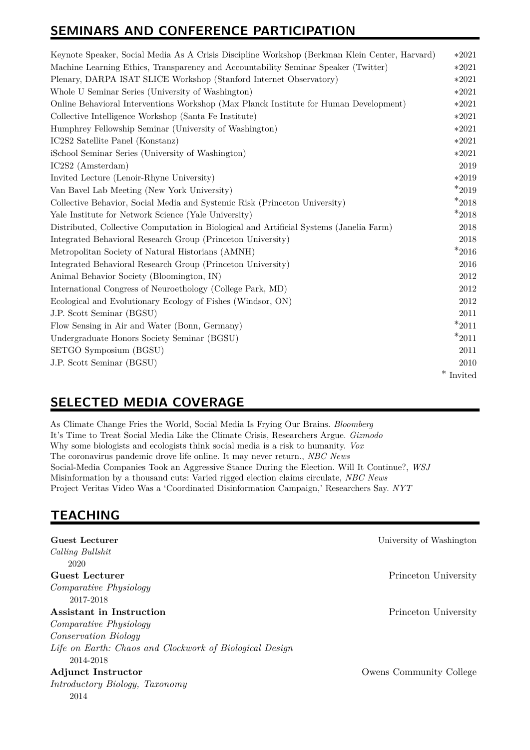## SEMINARS AND CONFERENCE PARTICIPATION

| | |
|---|---|
| Keynote Speaker, Social Media As A Crisis Discipline Workshop (Berkman Klein Center, Harvard) | *2021 |
| Machine Learning Ethics, Transparency and Accountability Seminar Speaker (Twitter) | *2021 |
| Plenary, DARPA ISAT SLICE Workshop (Stanford Internet Observatory) | *2021 |
| Whole U Seminar Series (University of Washington) | *2021 |
| Online Behavioral Interventions Workshop (Max Planck Institute for Human Development) | *2021 |
| Collective Intelligence Workshop (Santa Fe Institute) | *2021 |
| Humphrey Fellowship Seminar (University of Washington) | *2021 |
| IC2S2 Satellite Panel (Konstanz) | *2021 |
| iSchool Seminar Series (University of Washington) | *2021 |
| IC2S2 (Amsterdam) | 2019 |
| Invited Lecture (Lenoir-Rhyne University) | *2019 |
| Van Bavel Lab Meeting (New York University) | *2019 |
| Collective Behavior, Social Media and Systemic Risk (Princeton University) | *2018 |
| Yale Institute for Network Science (Yale University) | *2018 |
| Distributed, Collective Computation in Biological and Artificial Systems (Janelia Farm) | 2018 |
| Integrated Behavioral Research Group (Princeton University) | 2018 |
| Metropolitan Society of Natural Historians (AMNH) | *2016 |
| Integrated Behavioral Research Group (Princeton University) | 2016 |
| Animal Behavior Society (Bloomington, IN) | 2012 |
| International Congress of Neuroethology (College Park, MD) | 2012 |
| Ecological and Evolutionary Ecology of Fishes (Windsor, ON) | 2012 |
| J.P. Scott Seminar (BGSU) | 2011 |
| Flow Sensing in Air and Water (Bonn, Germany) | *2011 |
| Undergraduate Honors Society Seminar (BGSU) | *2011 |
| SETGO Symposium (BGSU) | 2011 |
| J.P. Scott Seminar (BGSU) | 2010 |

\* Invited

## SELECTED MEDIA COVERAGE

As Climate Change Fries the World, Social Media Is Frying Our Brains. *Bloomberg*
It's Time to Treat Social Media Like the Climate Crisis, Researchers Argue. *Gizmodo*
Why some biologists and ecologists think social media is a risk to humanity. *Vox*
The coronavirus pandemic drove life online. It may never return., *NBC News*
Social-Media Companies Took an Aggressive Stance During the Election. Will It Continue?, *WSJ*
Misinformation by a thousand cuts: Varied rigged election claims circulate, *NBC News*
Project Veritas Video Was a 'Coordinated Disinformation Campaign,' Researchers Say. *NYT*

## TEACHING

**Guest Lecturer** — University of Washington
*Calling Bullshit*
2020

**Guest Lecturer** — Princeton University
*Comparative Physiology*
2017-2018

**Assistant in Instruction** — Princeton University
*Comparative Physiology*
*Conservation Biology*
*Life on Earth: Chaos and Clockwork of Biological Design*
2014-2018

**Adjunct Instructor** — Owens Community College
*Introductory Biology, Taxonomy*
2014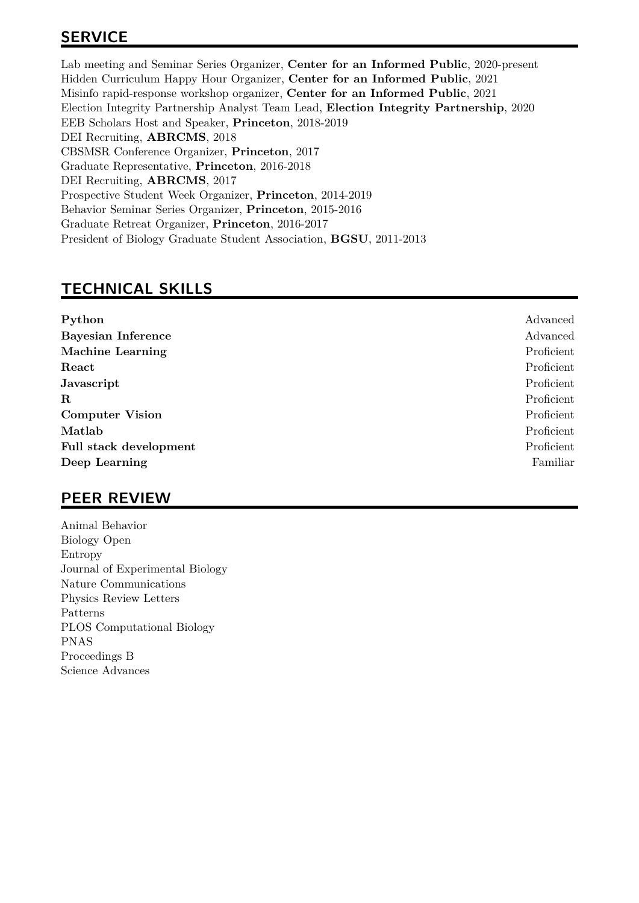## SERVICE

Lab meeting and Seminar Series Organizer, **Center for an Informed Public**, 2020-present
Hidden Curriculum Happy Hour Organizer, **Center for an Informed Public**, 2021
Misinfo rapid-response workshop organizer, **Center for an Informed Public**, 2021
Election Integrity Partnership Analyst Team Lead, **Election Integrity Partnership**, 2020
EEB Scholars Host and Speaker, **Princeton**, 2018-2019
DEI Recruiting, **ABRCMS**, 2018
CBSMSR Conference Organizer, **Princeton**, 2017
Graduate Representative, **Princeton**, 2016-2018
DEI Recruiting, **ABRCMS**, 2017
Prospective Student Week Organizer, **Princeton**, 2014-2019
Behavior Seminar Series Organizer, **Princeton**, 2015-2016
Graduate Retreat Organizer, **Princeton**, 2016-2017
President of Biology Graduate Student Association, **BGSU**, 2011-2013

## TECHNICAL SKILLS

| | |
|---|---|
| **Python** | Advanced |
| **Bayesian Inference** | Advanced |
| **Machine Learning** | Proficient |
| **React** | Proficient |
| **Javascript** | Proficient |
| **R** | Proficient |
| **Computer Vision** | Proficient |
| **Matlab** | Proficient |
| **Full stack development** | Proficient |
| **Deep Learning** | Familiar |

## PEER REVIEW

Animal Behavior
Biology Open
Entropy
Journal of Experimental Biology
Nature Communications
Physics Review Letters
Patterns
PLOS Computational Biology
PNAS
Proceedings B
Science Advances